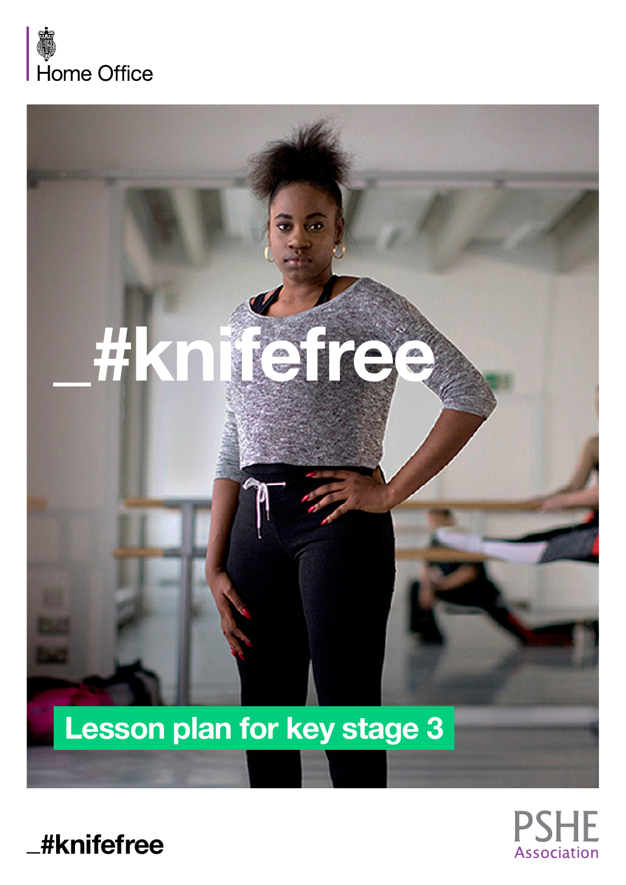Home Office

# _#knifefree

## Lesson plan for key stage 3

_#knifefree

PSHE Association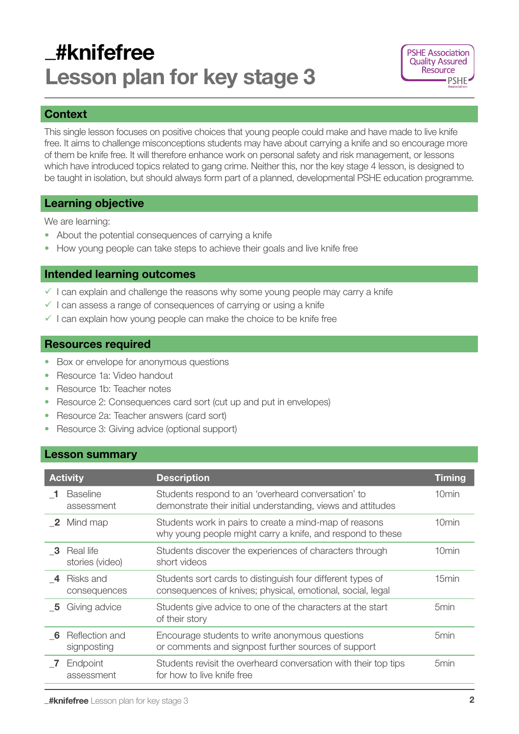# _#knifefree
# Lesson plan for key stage 3

PSHE Association Quality Assured Resource

## Context

This single lesson focuses on positive choices that young people could make and have made to live knife free. It aims to challenge misconceptions students may have about carrying a knife and so encourage more of them be knife free. It will therefore enhance work on personal safety and risk management, or lessons which have introduced topics related to gang crime. Neither this, nor the key stage 4 lesson, is designed to be taught in isolation, but should always form part of a planned, developmental PSHE education programme.

## Learning objective

We are learning:

- About the potential consequences of carrying a knife
- How young people can take steps to achieve their goals and live knife free

## Intended learning outcomes

- ✓ I can explain and challenge the reasons why some young people may carry a knife
- ✓ I can assess a range of consequences of carrying or using a knife
- ✓ I can explain how young people can make the choice to be knife free

## Resources required

- Box or envelope for anonymous questions
- Resource 1a: Video handout
- Resource 1b: Teacher notes
- Resource 2: Consequences card sort (cut up and put in envelopes)
- Resource 2a: Teacher answers (card sort)
- Resource 3: Giving advice (optional support)

## Lesson summary

| Activity | Description | Timing |
|---|---|---|
| _1 Baseline assessment | Students respond to an 'overheard conversation' to demonstrate their initial understanding, views and attitudes | 10min |
| _2 Mind map | Students work in pairs to create a mind-map of reasons why young people might carry a knife, and respond to these | 10min |
| _3 Real life stories (video) | Students discover the experiences of characters through short videos | 10min |
| _4 Risks and consequences | Students sort cards to distinguish four different types of consequences of knives; physical, emotional, social, legal | 15min |
| _5 Giving advice | Students give advice to one of the characters at the start of their story | 5min |
| _6 Reflection and signposting | Encourage students to write anonymous questions or comments and signpost further sources of support | 5min |
| _7 Endpoint assessment | Students revisit the overheard conversation with their top tips for how to live knife free | 5min |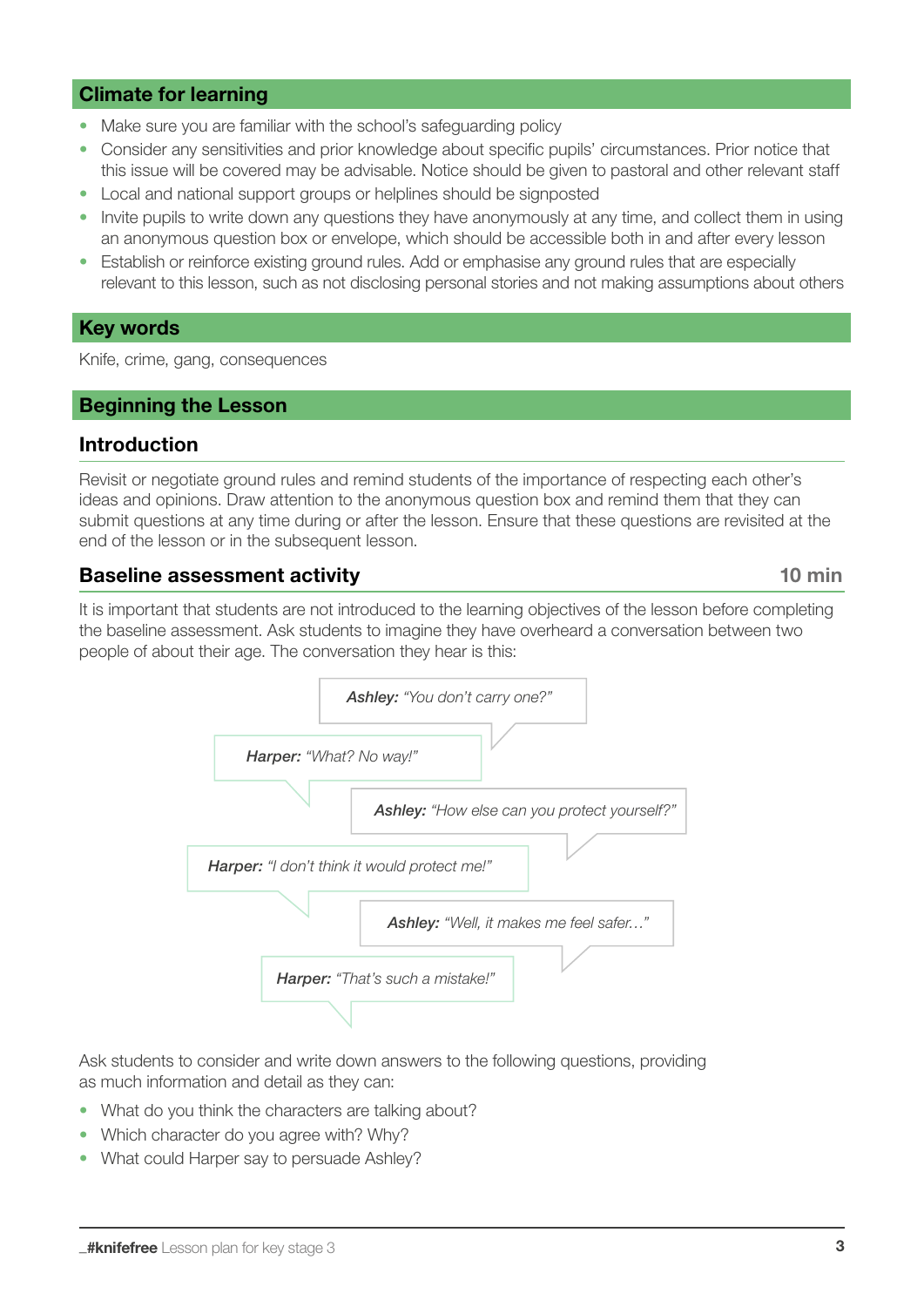## Climate for learning

- Make sure you are familiar with the school's safeguarding policy
- Consider any sensitivities and prior knowledge about specific pupils' circumstances. Prior notice that this issue will be covered may be advisable. Notice should be given to pastoral and other relevant staff
- Local and national support groups or helplines should be signposted
- Invite pupils to write down any questions they have anonymously at any time, and collect them in using an anonymous question box or envelope, which should be accessible both in and after every lesson
- Establish or reinforce existing ground rules. Add or emphasise any ground rules that are especially relevant to this lesson, such as not disclosing personal stories and not making assumptions about others

## Key words

Knife, crime, gang, consequences

## Beginning the Lesson

### Introduction

Revisit or negotiate ground rules and remind students of the importance of respecting each other's ideas and opinions. Draw attention to the anonymous question box and remind them that they can submit questions at any time during or after the lesson. Ensure that these questions are revisited at the end of the lesson or in the subsequent lesson.

### Baseline assessment activity — 10 min

It is important that students are not introduced to the learning objectives of the lesson before completing the baseline assessment. Ask students to imagine they have overheard a conversation between two people of about their age. The conversation they hear is this:

***Ashley:*** *"You don't carry one?"*

***Harper:*** *"What? No way!"*

***Ashley:*** *"How else can you protect yourself?"*

***Harper:*** *"I don't think it would protect me!"*

***Ashley:*** *"Well, it makes me feel safer…"*

***Harper:*** *"That's such a mistake!"*

Ask students to consider and write down answers to the following questions, providing as much information and detail as they can:

- What do you think the characters are talking about?
- Which character do you agree with? Why?
- What could Harper say to persuade Ashley?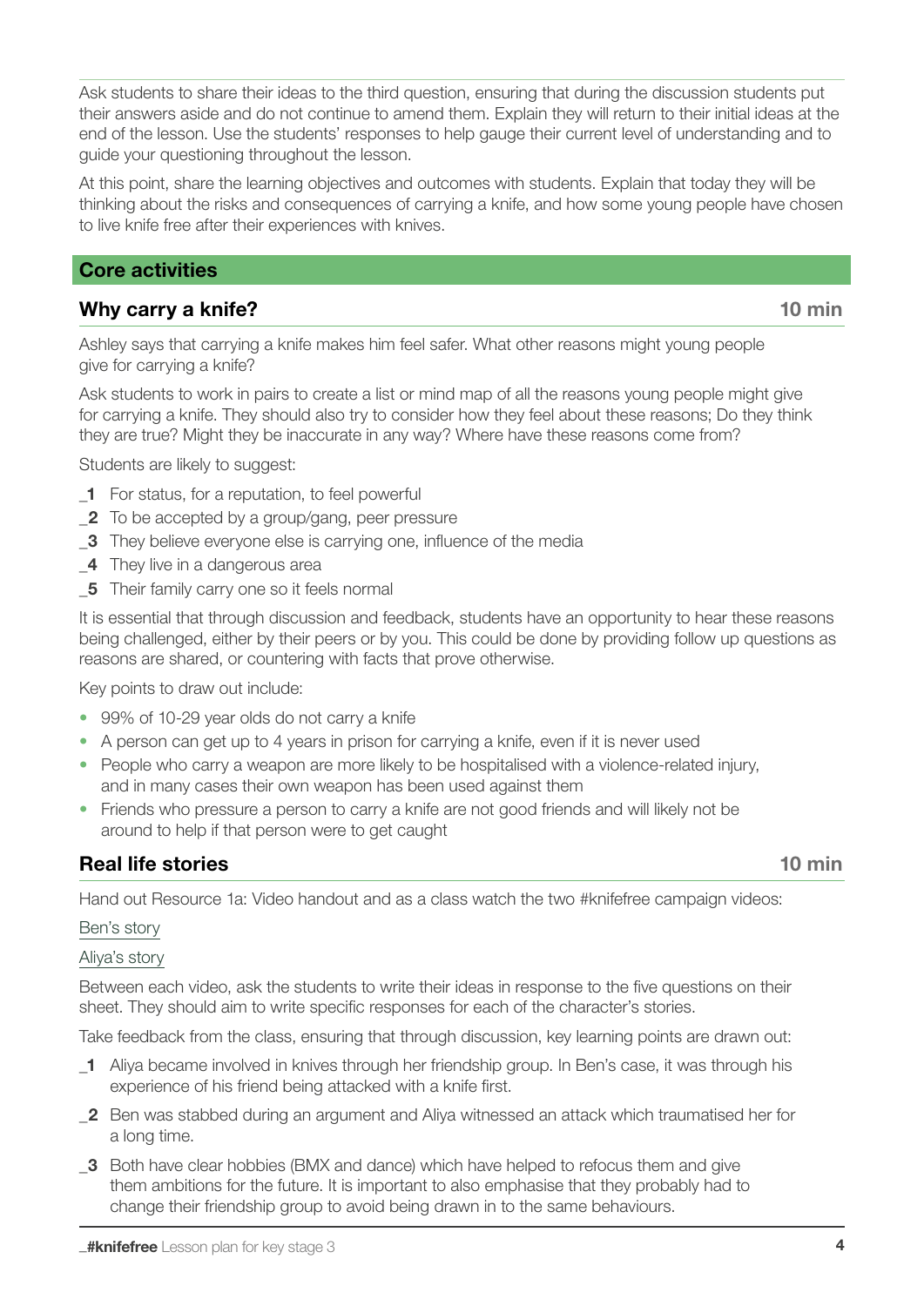Ask students to share their ideas to the third question, ensuring that during the discussion students put their answers aside and do not continue to amend them. Explain they will return to their initial ideas at the end of the lesson. Use the students' responses to help gauge their current level of understanding and to guide your questioning throughout the lesson.

At this point, share the learning objectives and outcomes with students. Explain that today they will be thinking about the risks and consequences of carrying a knife, and how some young people have chosen to live knife free after their experiences with knives.

## Core activities

### Why carry a knife? — 10 min

Ashley says that carrying a knife makes him feel safer. What other reasons might young people give for carrying a knife?

Ask students to work in pairs to create a list or mind map of all the reasons young people might give for carrying a knife. They should also try to consider how they feel about these reasons; Do they think they are true? Might they be inaccurate in any way? Where have these reasons come from?

Students are likely to suggest:

_1 For status, for a reputation, to feel powerful
_2 To be accepted by a group/gang, peer pressure
_3 They believe everyone else is carrying one, influence of the media
_4 They live in a dangerous area
_5 Their family carry one so it feels normal

It is essential that through discussion and feedback, students have an opportunity to hear these reasons being challenged, either by their peers or by you. This could be done by providing follow up questions as reasons are shared, or countering with facts that prove otherwise.

Key points to draw out include:

- 99% of 10-29 year olds do not carry a knife
- A person can get up to 4 years in prison for carrying a knife, even if it is never used
- People who carry a weapon are more likely to be hospitalised with a violence-related injury, and in many cases their own weapon has been used against them
- Friends who pressure a person to carry a knife are not good friends and will likely not be around to help if that person were to get caught

### Real life stories — 10 min

Hand out Resource 1a: Video handout and as a class watch the two #knifefree campaign videos:

Ben's story

Aliya's story

Between each video, ask the students to write their ideas in response to the five questions on their sheet. They should aim to write specific responses for each of the character's stories.

Take feedback from the class, ensuring that through discussion, key learning points are drawn out:

_1 Aliya became involved in knives through her friendship group. In Ben's case, it was through his experience of his friend being attacked with a knife first.

_2 Ben was stabbed during an argument and Aliya witnessed an attack which traumatised her for a long time.

_3 Both have clear hobbies (BMX and dance) which have helped to refocus them and give them ambitions for the future. It is important to also emphasise that they probably had to change their friendship group to avoid being drawn in to the same behaviours.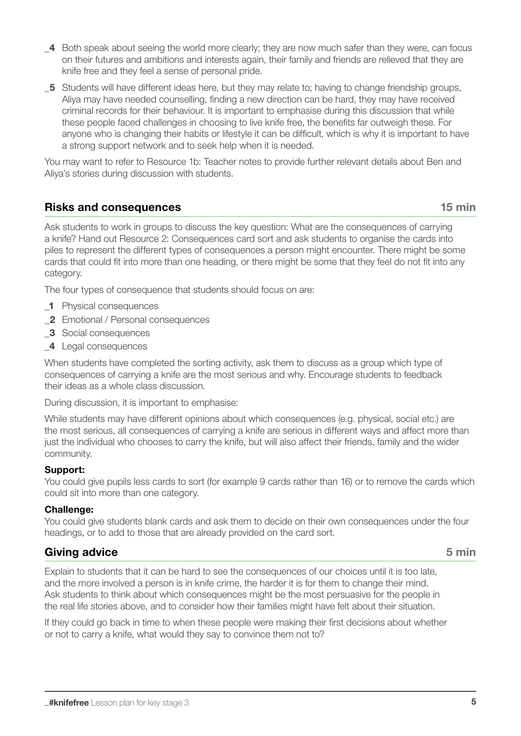_4 Both speak about seeing the world more clearly; they are now much safer than they were, can focus on their futures and ambitions and interests again, their family and friends are relieved that they are knife free and they feel a sense of personal pride.

_5 Students will have different ideas here, but they may relate to; having to change friendship groups, Aliya may have needed counselling, finding a new direction can be hard, they may have received criminal records for their behaviour. It is important to emphasise during this discussion that while these people faced challenges in choosing to live knife free, the benefits far outweigh these. For anyone who is changing their habits or lifestyle it can be difficult, which is why it is important to have a strong support network and to seek help when it is needed.

You may want to refer to Resource 1b: Teacher notes to provide further relevant details about Ben and Aliya's stories during discussion with students.

## Risks and consequences — 15 min

Ask students to work in groups to discuss the key question: What are the consequences of carrying a knife? Hand out Resource 2: Consequences card sort and ask students to organise the cards into piles to represent the different types of consequences a person might encounter. There might be some cards that could fit into more than one heading, or there might be some that they feel do not fit into any category.

The four types of consequence that students should focus on are:

_1 Physical consequences
_2 Emotional / Personal consequences
_3 Social consequences
_4 Legal consequences

When students have completed the sorting activity, ask them to discuss as a group which type of consequences of carrying a knife are the most serious and why. Encourage students to feedback their ideas as a whole class discussion.

During discussion, it is important to emphasise:

While students may have different opinions about which consequences (e.g. physical, social etc.) are the most serious, all consequences of carrying a knife are serious in different ways and affect more than just the individual who chooses to carry the knife, but will also affect their friends, family and the wider community.

**Support:**
You could give pupils less cards to sort (for example 9 cards rather than 16) or to remove the cards which could sit into more than one category.

**Challenge:**
You could give students blank cards and ask them to decide on their own consequences under the four headings, or to add to those that are already provided on the card sort.

## Giving advice — 5 min

Explain to students that it can be hard to see the consequences of our choices until it is too late, and the more involved a person is in knife crime, the harder it is for them to change their mind. Ask students to think about which consequences might be the most persuasive for the people in the real life stories above, and to consider how their families might have felt about their situation.

If they could go back in time to when these people were making their first decisions about whether or not to carry a knife, what would they say to convince them not to?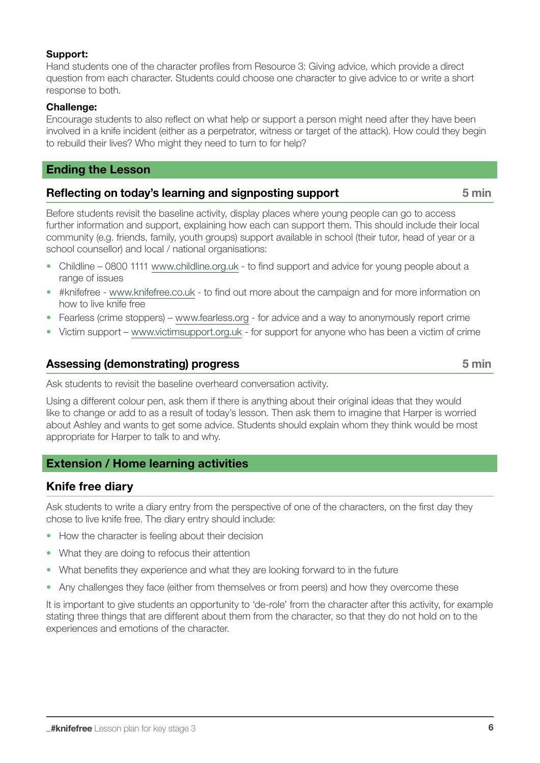**Support:**
Hand students one of the character profiles from Resource 3: Giving advice, which provide a direct question from each character. Students could choose one character to give advice to or write a short response to both.

**Challenge:**
Encourage students to also reflect on what help or support a person might need after they have been involved in a knife incident (either as a perpetrator, witness or target of the attack). How could they begin to rebuild their lives? Who might they need to turn to for help?

## Ending the Lesson

### Reflecting on today's learning and signposting support — 5 min

Before students revisit the baseline activity, display places where young people can go to access further information and support, explaining how each can support them. This should include their local community (e.g. friends, family, youth groups) support available in school (their tutor, head of year or a school counsellor) and local / national organisations:

- Childline – 0800 1111 www.childline.org.uk - to find support and advice for young people about a range of issues
- #knifefree - www.knifefree.co.uk - to find out more about the campaign and for more information on how to live knife free
- Fearless (crime stoppers) – www.fearless.org - for advice and a way to anonymously report crime
- Victim support – www.victimsupport.org.uk - for support for anyone who has been a victim of crime

### Assessing (demonstrating) progress — 5 min

Ask students to revisit the baseline overheard conversation activity.

Using a different colour pen, ask them if there is anything about their original ideas that they would like to change or add to as a result of today's lesson. Then ask them to imagine that Harper is worried about Ashley and wants to get some advice. Students should explain whom they think would be most appropriate for Harper to talk to and why.

## Extension / Home learning activities

### Knife free diary

Ask students to write a diary entry from the perspective of one of the characters, on the first day they chose to live knife free. The diary entry should include:

- How the character is feeling about their decision
- What they are doing to refocus their attention
- What benefits they experience and what they are looking forward to in the future
- Any challenges they face (either from themselves or from peers) and how they overcome these

It is important to give students an opportunity to 'de-role' from the character after this activity, for example stating three things that are different about them from the character, so that they do not hold on to the experiences and emotions of the character.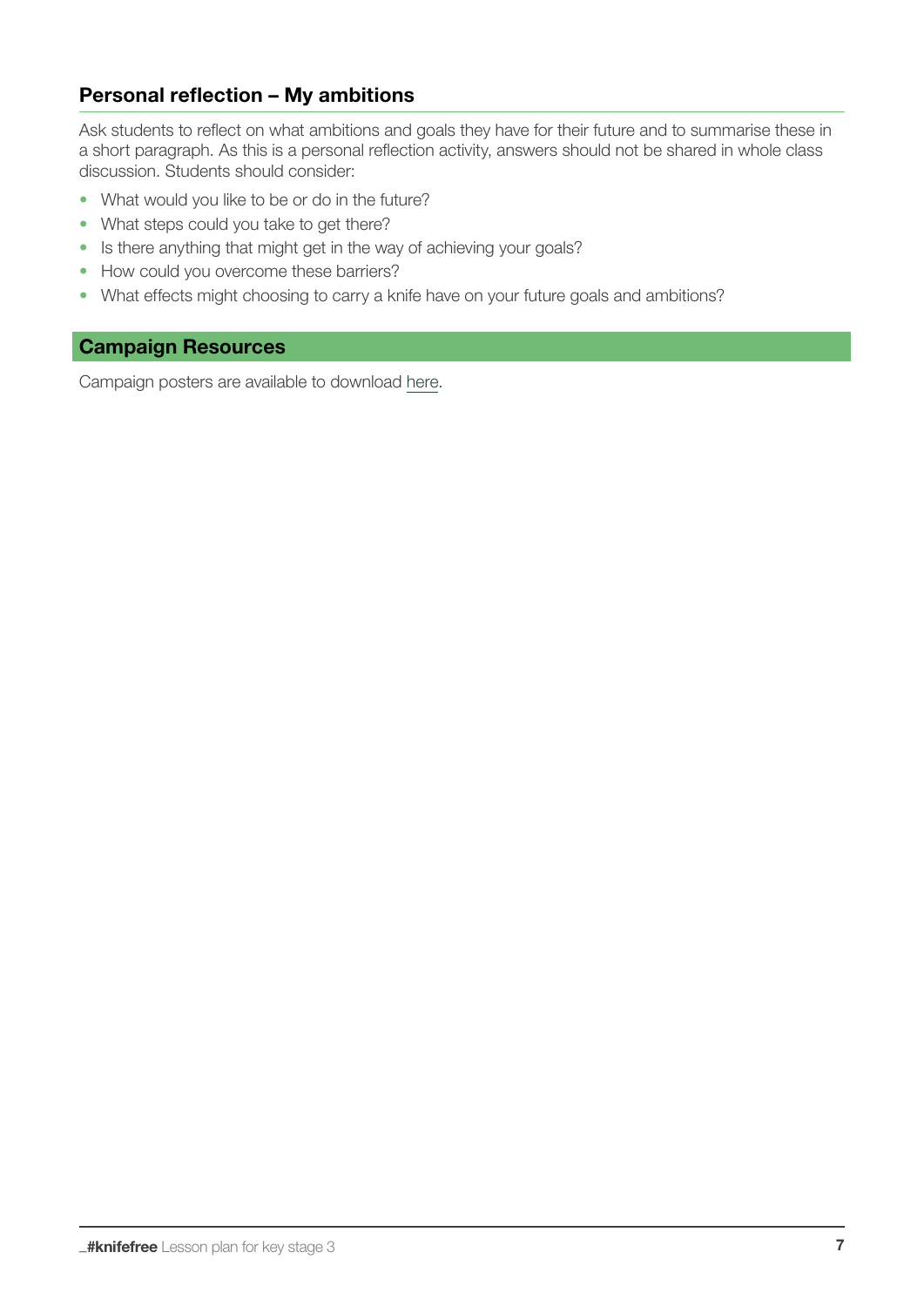## Personal reflection – My ambitions

Ask students to reflect on what ambitions and goals they have for their future and to summarise these in a short paragraph. As this is a personal reflection activity, answers should not be shared in whole class discussion. Students should consider:

- What would you like to be or do in the future?
- What steps could you take to get there?
- Is there anything that might get in the way of achieving your goals?
- How could you overcome these barriers?
- What effects might choosing to carry a knife have on your future goals and ambitions?

## Campaign Resources

Campaign posters are available to download here.